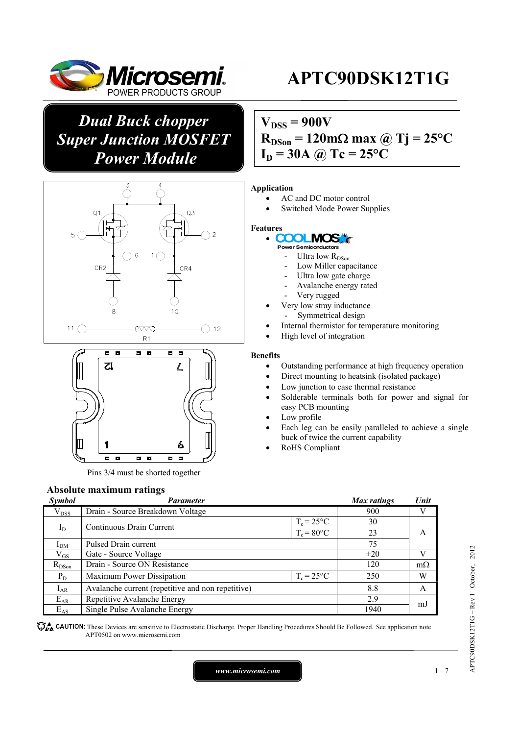# APTC90DSK12T1G

## *Dual Buck chopper Super Junction MOSFET Power Module*

**$V_{DSS}$ = 900V**
**$R_{DSon}$ = 120mΩ max @ Tj = 25°C**
**$I_D$ = 30A @ Tc = 25°C**

Pins 3/4 must be shorted together

**Application**

- AC and DC motor control
- Switched Mode Power Supplies

**Features**

- COOLMOS Power Semiconductors
  - Ultra low $R_{DSon}$
  - Low Miller capacitance
  - Ultra low gate charge
  - Avalanche energy rated
  - Very rugged
- Very low stray inductance
  - Symmetrical design
- Internal thermistor for temperature monitoring
- High level of integration

**Benefits**

- Outstanding performance at high frequency operation
- Direct mounting to heatsink (isolated package)
- Low junction to case thermal resistance
- Solderable terminals both for power and signal for easy PCB mounting
- Low profile
- Each leg can be easily paralleled to achieve a single buck of twice the current capability
- RoHS Compliant

## Absolute maximum ratings

| *Symbol* | *Parameter* | | *Max ratings* | *Unit* |
|---|---|---|---|---|
| $V_{DSS}$ | Drain - Source Breakdown Voltage | | 900 | V |
| $I_D$ | Continuous Drain Current | $T_c = 25°C$ | 30 | A |
| | | $T_c = 80°C$ | 23 | |
| $I_{DM}$ | Pulsed Drain current | | 75 | |
| $V_{GS}$ | Gate - Source Voltage | | ±20 | V |
| $R_{DSon}$ | Drain - Source ON Resistance | | 120 | mΩ |
| $P_D$ | Maximum Power Dissipation | $T_c = 25°C$ | 250 | W |
| $I_{AR}$ | Avalanche current (repetitive and non repetitive) | | 8.8 | A |
| $E_{AR}$ | Repetitive Avalanche Energy | | 2.9 | mJ |
| $E_{AS}$ | Single Pulse Avalanche Energy | | 1940 | |

CAUTION: These Devices are sensitive to Electrostatic Discharge. Proper Handling Procedures Should Be Followed. See application note APT0502 on www.microsemi.com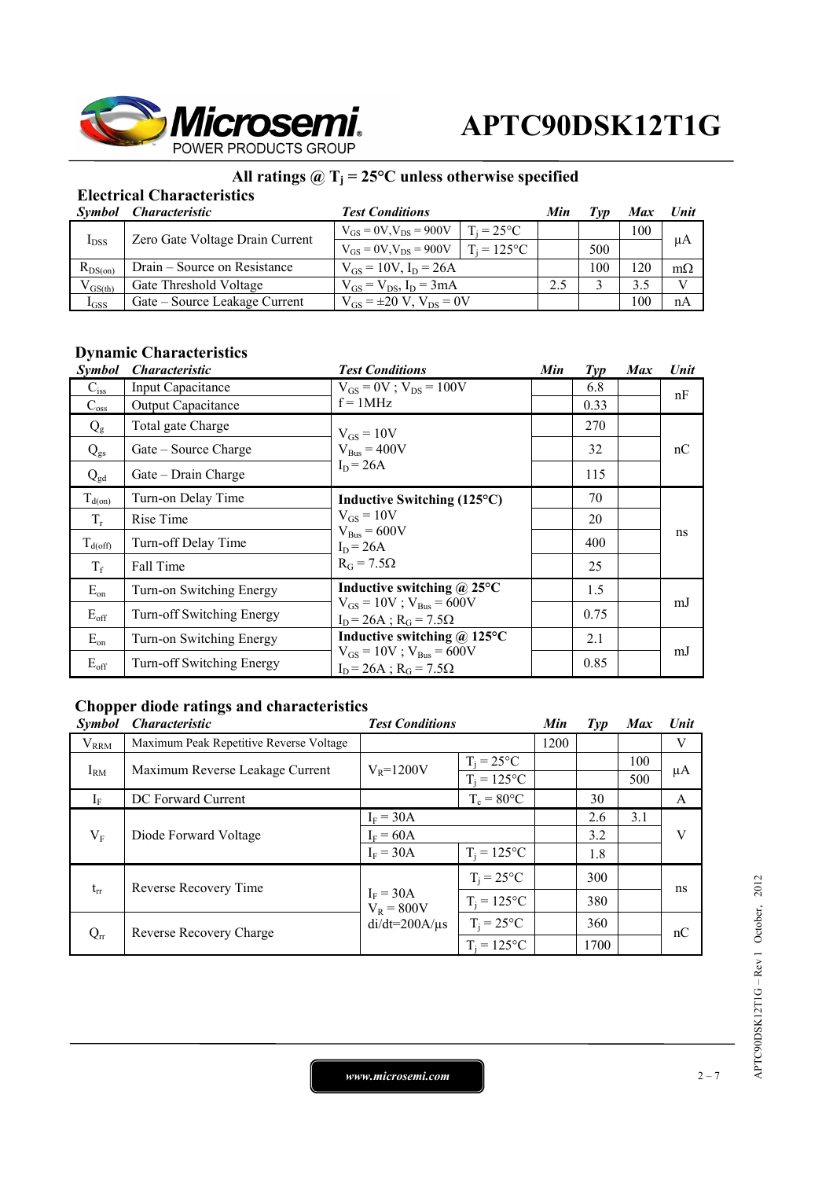# APTC90DSK12T1G

## All ratings @ $T_j = 25°C$ unless otherwise specified

### Electrical Characteristics

| *Symbol* | *Characteristic* | *Test Conditions* | | *Min* | *Typ* | *Max* | *Unit* |
|---|---|---|---|---|---|---|---|
| $I_{DSS}$ | Zero Gate Voltage Drain Current | $V_{GS} = 0V, V_{DS} = 900V$ | $T_j = 25°C$ | | | 100 | µA |
| | | $V_{GS} = 0V, V_{DS} = 900V$ | $T_j = 125°C$ | | 500 | | |
| $R_{DS(on)}$ | Drain – Source on Resistance | $V_{GS} = 10V, I_D = 26A$ | | | 100 | 120 | mΩ |
| $V_{GS(th)}$ | Gate Threshold Voltage | $V_{GS} = V_{DS}, I_D = 3mA$ | | 2.5 | 3 | 3.5 | V |
| $I_{GSS}$ | Gate – Source Leakage Current | $V_{GS} = \pm 20\ V, V_{DS} = 0V$ | | | | 100 | nA |

### Dynamic Characteristics

| *Symbol* | *Characteristic* | *Test Conditions* | *Min* | *Typ* | *Max* | *Unit* |
|---|---|---|---|---|---|---|
| $C_{iss}$ | Input Capacitance | $V_{GS} = 0V$ ; $V_{DS} = 100V$ f = 1MHz | | 6.8 | | nF |
| $C_{oss}$ | Output Capacitance | | | 0.33 | | |
| $Q_g$ | Total gate Charge | $V_{GS} = 10V$ $V_{Bus} = 400V$ $I_D = 26A$ | | 270 | | nC |
| $Q_{gs}$ | Gate – Source Charge | | | 32 | | |
| $Q_{gd}$ | Gate – Drain Charge | | | 115 | | |
| $T_{d(on)}$ | Turn-on Delay Time | **Inductive Switching (125°C)** $V_{GS} = 10V$ $V_{Bus} = 600V$ $I_D = 26A$ $R_G = 7.5Ω$ | | 70 | | ns |
| $T_r$ | Rise Time | | | 20 | | |
| $T_{d(off)}$ | Turn-off Delay Time | | | 400 | | |
| $T_f$ | Fall Time | | | 25 | | |
| $E_{on}$ | Turn-on Switching Energy | **Inductive switching @ 25°C** $V_{GS} = 10V$ ; $V_{Bus} = 600V$ $I_D = 26A$ ; $R_G = 7.5Ω$ | | 1.5 | | mJ |
| $E_{off}$ | Turn-off Switching Energy | | | 0.75 | | |
| $E_{on}$ | Turn-on Switching Energy | **Inductive switching @ 125°C** $V_{GS} = 10V$ ; $V_{Bus} = 600V$ $I_D = 26A$ ; $R_G = 7.5Ω$ | | 2.1 | | mJ |
| $E_{off}$ | Turn-off Switching Energy | | | 0.85 | | |

### Chopper diode ratings and characteristics

| *Symbol* | *Characteristic* | *Test Conditions* | | *Min* | *Typ* | *Max* | *Unit* |
|---|---|---|---|---|---|---|---|
| $V_{RRM}$ | Maximum Peak Repetitive Reverse Voltage | | | 1200 | | | V |
| $I_{RM}$ | Maximum Reverse Leakage Current | $V_R$=1200V | $T_j = 25°C$ | | | 100 | µA |
| | | | $T_j = 125°C$ | | | 500 | |
| $I_F$ | DC Forward Current | | $T_c = 80°C$ | | 30 | | A |
| $V_F$ | Diode Forward Voltage | $I_F = 30A$ | | | 2.6 | 3.1 | V |
| | | $I_F = 60A$ | | | 3.2 | | |
| | | $I_F = 30A$ | $T_j = 125°C$ | | 1.8 | | |
| $t_{rr}$ | Reverse Recovery Time | $I_F = 30A$ $V_R = 800V$ di/dt=200A/µs | $T_j = 25°C$ | | 300 | | ns |
| | | | $T_j = 125°C$ | | 380 | | |
| $Q_{rr}$ | Reverse Recovery Charge | | $T_j = 25°C$ | | 360 | | nC |
| | | | $T_j = 125°C$ | | 1700 | | |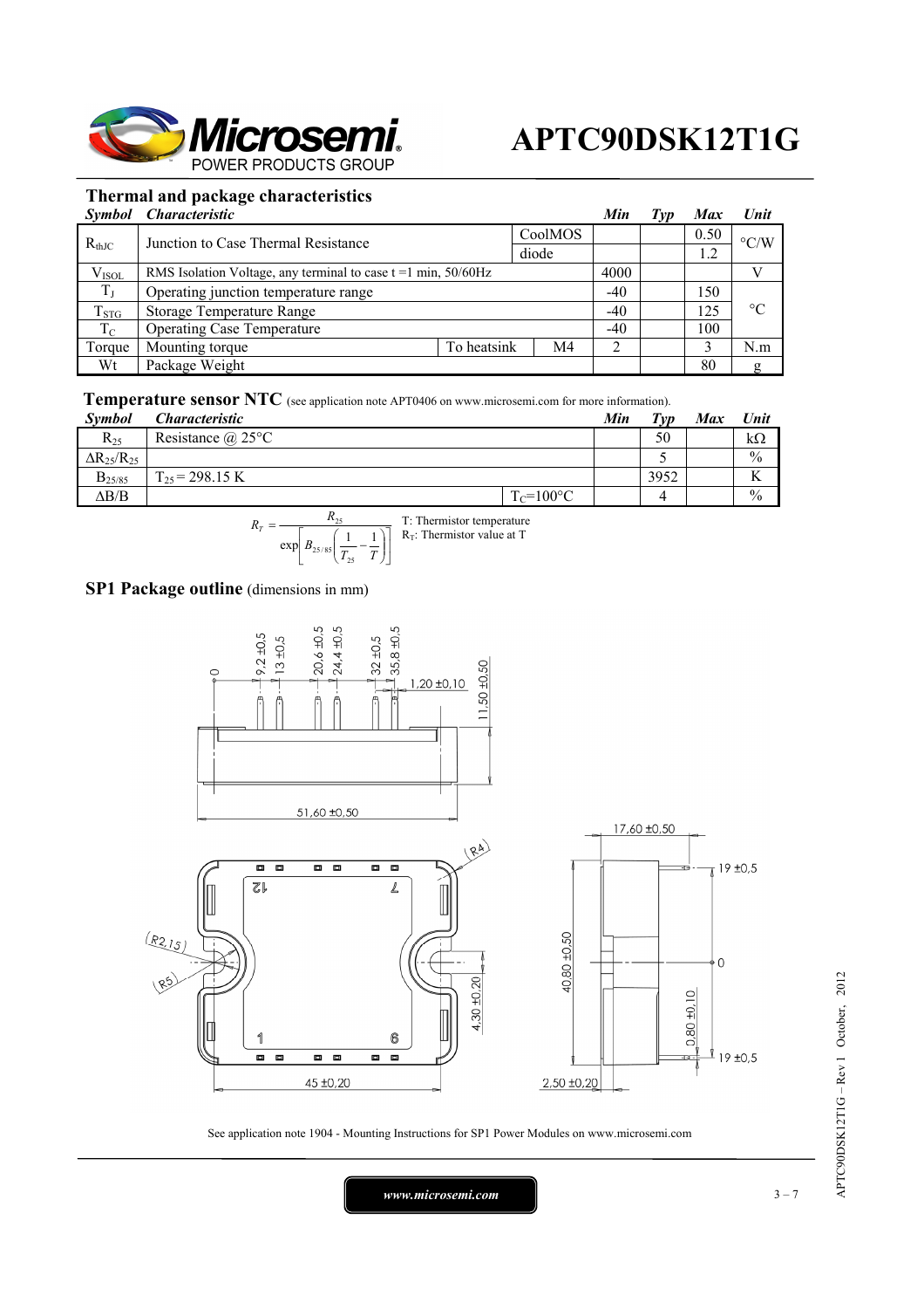## Thermal and package characteristics

| *Symbol* | *Characteristic* | | | *Min* | *Typ* | *Max* | *Unit* |
|---|---|---|---|---|---|---|---|
| $R_{thJC}$ | Junction to Case Thermal Resistance | | CoolMOS | | | 0.50 | °C/W |
| | | | diode | | | 1.2 | |
| $V_{ISOL}$ | RMS Isolation Voltage, any terminal to case t =1 min, 50/60Hz | | | 4000 | | | V |
| $T_J$ | Operating junction temperature range | | | -40 | | 150 | °C |
| $T_{STG}$ | Storage Temperature Range | | | -40 | | 125 | |
| $T_C$ | Operating Case Temperature | | | -40 | | 100 | |
| Torque | Mounting torque | To heatsink | M4 | 2 | | 3 | N.m |
| Wt | Package Weight | | | | | 80 | g |

## Temperature sensor NTC (see application note APT0406 on www.microsemi.com for more information).

| *Symbol* | *Characteristic* | | *Min* | *Typ* | *Max* | *Unit* |
|---|---|---|---|---|---|---|
| $R_{25}$ | Resistance @ 25°C | | | 50 | | kΩ |
| $\Delta R_{25}/R_{25}$ | | | | 5 | | % |
| $B_{25/85}$ | $T_{25}$ = 298.15 K | | | 3952 | | K |
| $\Delta B/B$ | | $T_C$=100°C | | 4 | | % |

$$R_T = \frac{R_{25}}{\exp\left[B_{25/85}\left(\frac{1}{T_{25}} - \frac{1}{T}\right)\right]}$$

T: Thermistor temperature
$R_T$: Thermistor value at T

## SP1 Package outline (dimensions in mm)

See application note 1904 - Mounting Instructions for SP1 Power Modules on www.microsemi.com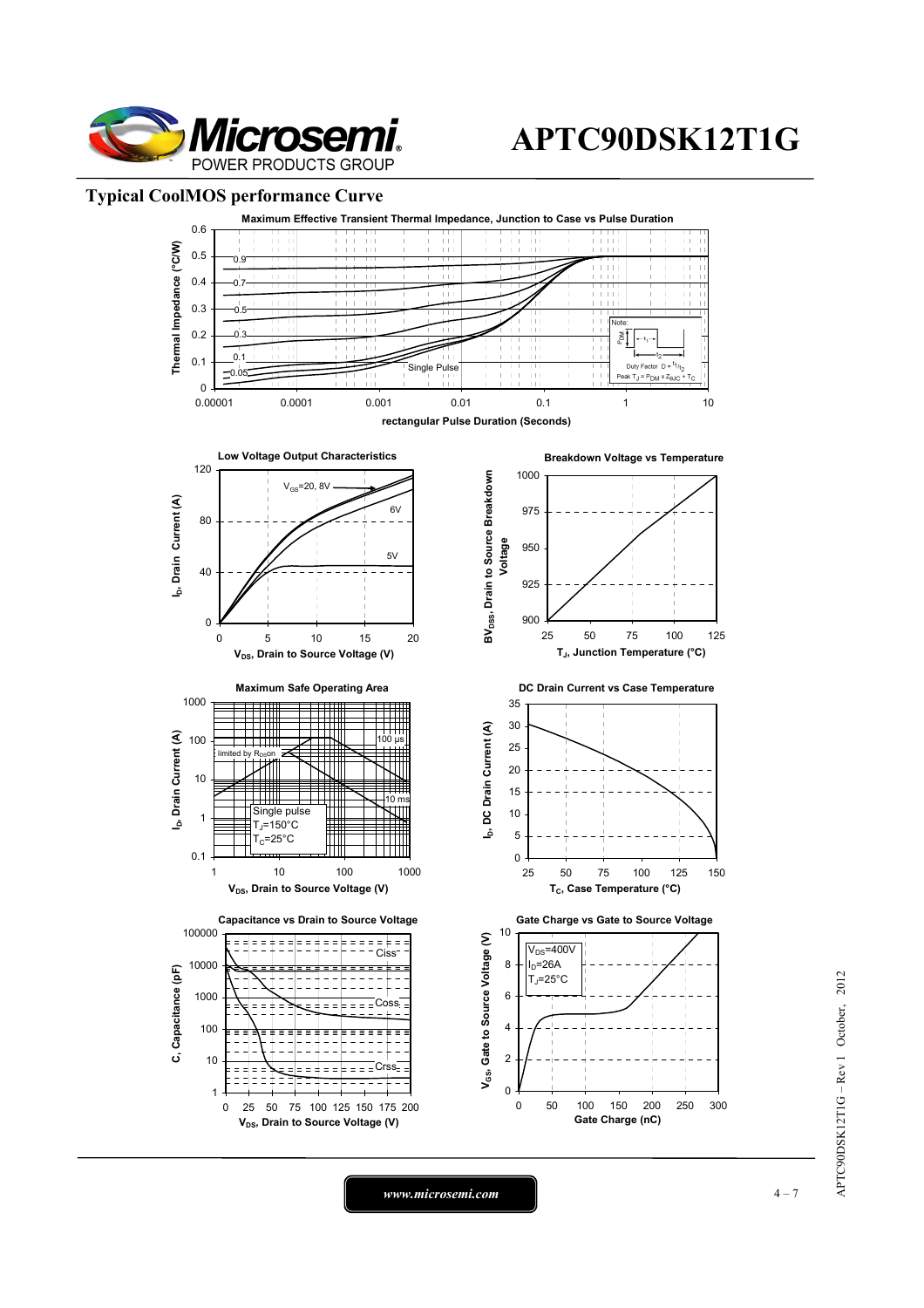## Typical CoolMOS performance Curve

**Maximum Effective Transient Thermal Impedance, Junction to Case vs Pulse Duration**

Thermal Impedance (°C/W) vs rectangular Pulse Duration (Seconds)

Curves: 0.9, 0.7, 0.5, 0.3, 0.1, 0.05, Single Pulse

Note: Duty Factor $D = t_1/t_2$; Peak $T_J = P_{DM} \times Z_{\theta JC} + T_C$

**Low Voltage Output Characteristics**

$I_D$, Drain Current (A) vs $V_{DS}$, Drain to Source Voltage (V)

Curves: $V_{GS}$=20, 8V; 6V; 5V

**Breakdown Voltage vs Temperature**

$BV_{DSS}$, Drain to Source Breakdown Voltage vs $T_J$, Junction Temperature (°C)

**Maximum Safe Operating Area**

$I_D$, Drain Current (A) vs $V_{DS}$, Drain to Source Voltage (V)

limited by $R_{DS}$on; 100 µs; 10 ms; Single pulse, $T_J$=150°C, $T_C$=25°C

**DC Drain Current vs Case Temperature**

$I_D$, DC Drain Current (A) vs $T_C$, Case Temperature (°C)

**Capacitance vs Drain to Source Voltage**

C, Capacitance (pF) vs $V_{DS}$, Drain to Source Voltage (V)

Curves: Ciss, Coss, Crss

**Gate Charge vs Gate to Source Voltage**

$V_{GS}$, Gate to Source Voltage (V) vs Gate Charge (nC)

$V_{DS}$=400V, $I_D$=26A, $T_J$=25°C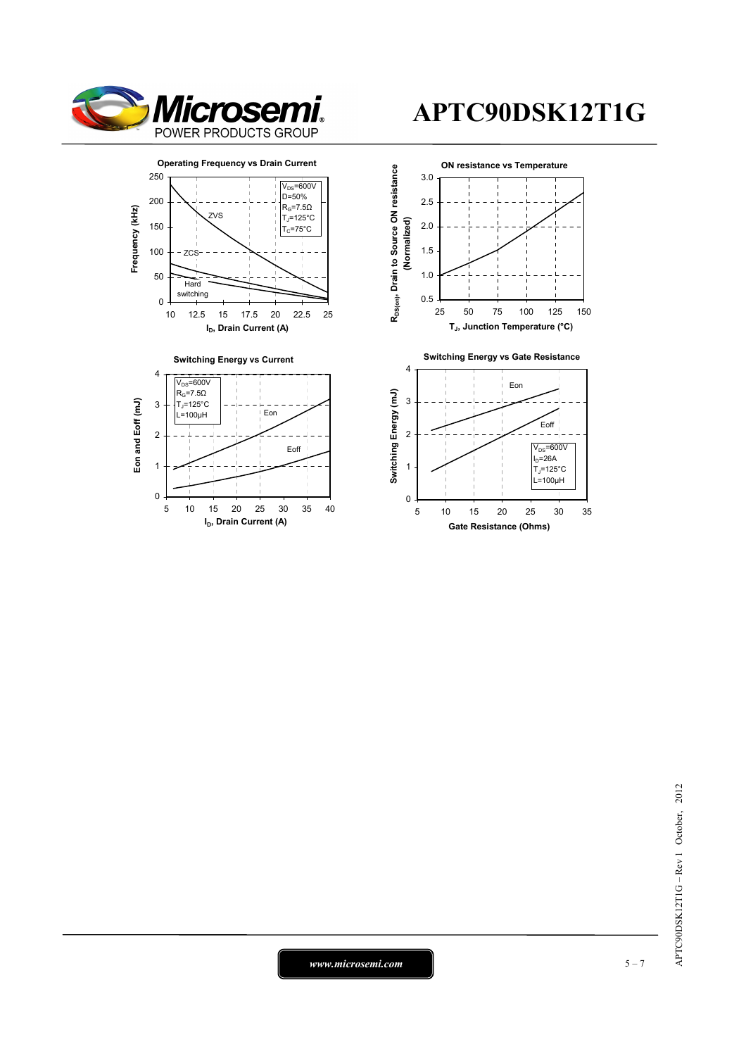**Operating Frequency vs Drain Current**

Frequency (kHz) vs $I_D$, Drain Current (A)

$V_{DS}$=600V
D=50%
$R_G$=7.5Ω
$T_J$=125°C
$T_C$=75°C

ZVS
ZCS
Hard switching

**ON resistance vs Temperature**

$R_{DS(on)}$, Drain to Source ON resistance (Normalized) vs $T_J$, Junction Temperature (°C)

**Switching Energy vs Current**

Eon and Eoff (mJ) vs $I_D$, Drain Current (A)

$V_{DS}$=600V
$R_G$=7.5Ω
$T_J$=125°C
L=100µH

Eon
Eoff

**Switching Energy vs Gate Resistance**

Switching Energy (mJ) vs Gate Resistance (Ohms)

$V_{DS}$=600V
$I_D$=26A
$T_J$=125°C
L=100µH

Eon
Eoff

*www.microsemi.com*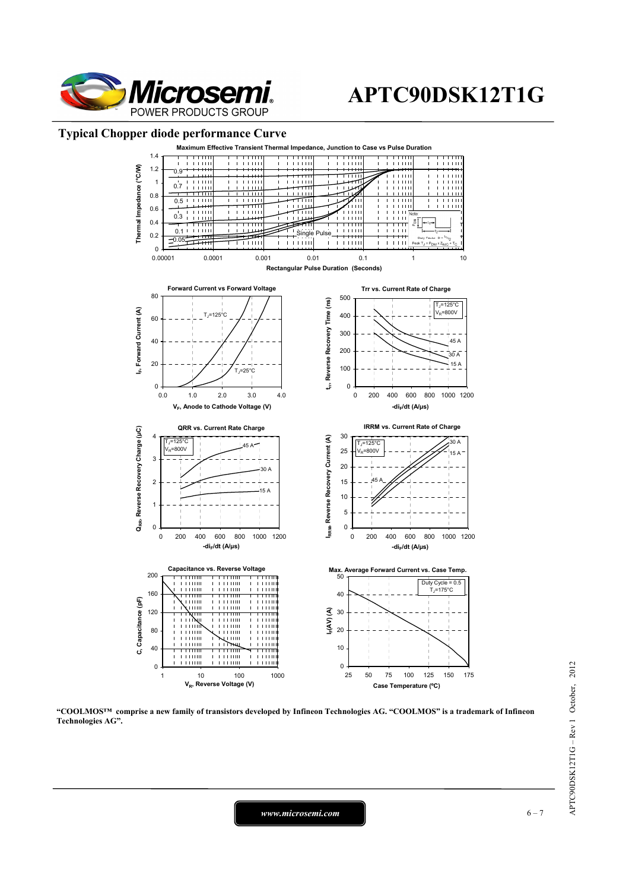## Typical Chopper diode performance Curve

**Maximum Effective Transient Thermal Impedance, Junction to Case vs Pulse Duration**

**Forward Current vs Forward Voltage**

**Trr vs. Current Rate of Charge**

**QRR vs. Current Rate Charge**

**IRRM vs. Current Rate of Charge**

**Capacitance vs. Reverse Voltage**

**Max. Average Forward Current vs. Case Temp.**

**"COOLMOS™ comprise a new family of transistors developed by Infineon Technologies AG. "COOLMOS" is a trademark of Infineon Technologies AG".**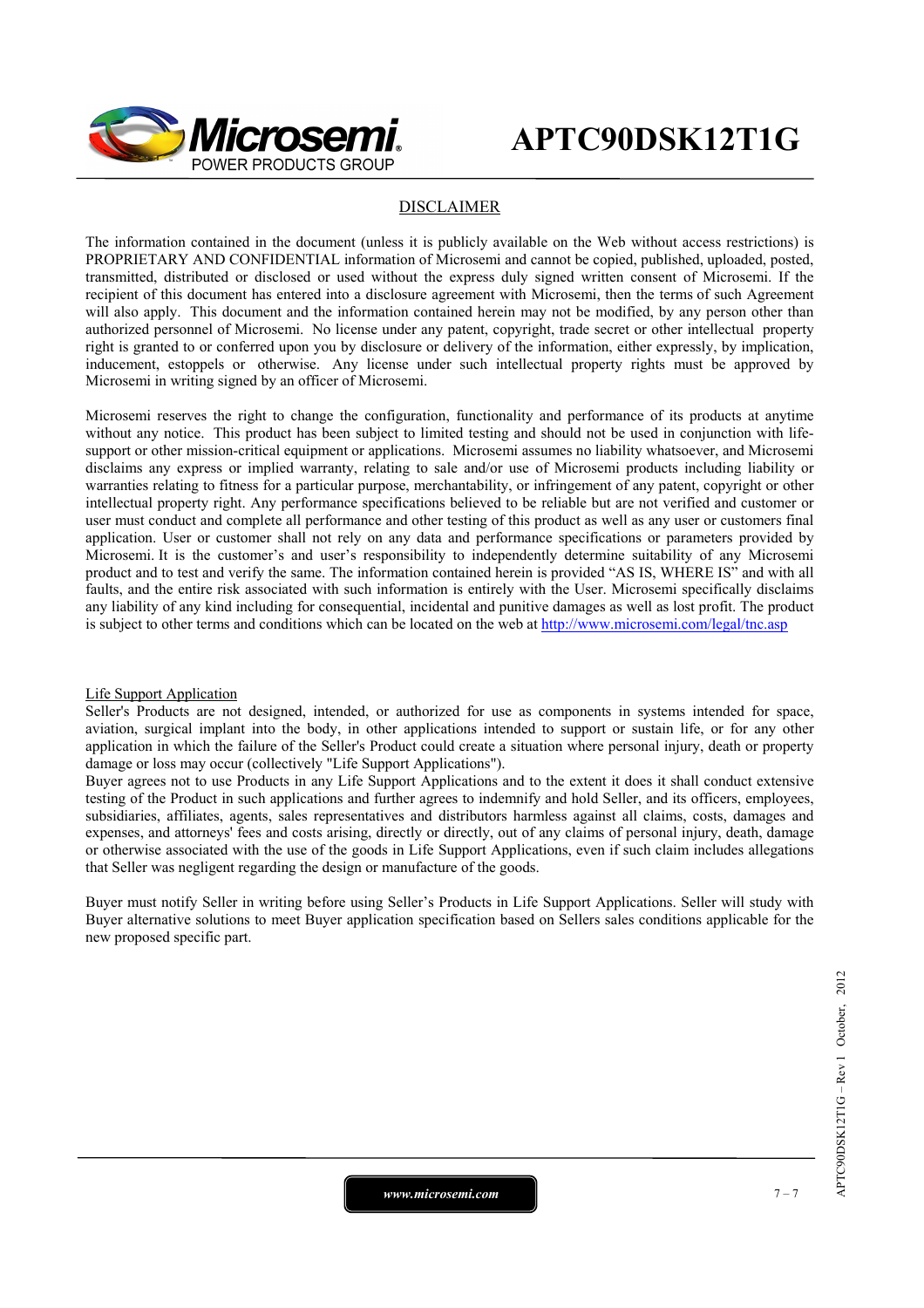## DISCLAIMER

The information contained in the document (unless it is publicly available on the Web without access restrictions) is PROPRIETARY AND CONFIDENTIAL information of Microsemi and cannot be copied, published, uploaded, posted, transmitted, distributed or disclosed or used without the express duly signed written consent of Microsemi. If the recipient of this document has entered into a disclosure agreement with Microsemi, then the terms of such Agreement will also apply. This document and the information contained herein may not be modified, by any person other than authorized personnel of Microsemi. No license under any patent, copyright, trade secret or other intellectual property right is granted to or conferred upon you by disclosure or delivery of the information, either expressly, by implication, inducement, estoppels or otherwise. Any license under such intellectual property rights must be approved by Microsemi in writing signed by an officer of Microsemi.

Microsemi reserves the right to change the configuration, functionality and performance of its products at anytime without any notice. This product has been subject to limited testing and should not be used in conjunction with life-support or other mission-critical equipment or applications. Microsemi assumes no liability whatsoever, and Microsemi disclaims any express or implied warranty, relating to sale and/or use of Microsemi products including liability or warranties relating to fitness for a particular purpose, merchantability, or infringement of any patent, copyright or other intellectual property right. Any performance specifications believed to be reliable but are not verified and customer or user must conduct and complete all performance and other testing of this product as well as any user or customers final application. User or customer shall not rely on any data and performance specifications or parameters provided by Microsemi. It is the customer's and user's responsibility to independently determine suitability of any Microsemi product and to test and verify the same. The information contained herein is provided "AS IS, WHERE IS" and with all faults, and the entire risk associated with such information is entirely with the User. Microsemi specifically disclaims any liability of any kind including for consequential, incidental and punitive damages as well as lost profit. The product is subject to other terms and conditions which can be located on the web at http://www.microsemi.com/legal/tnc.asp

### Life Support Application

Seller's Products are not designed, intended, or authorized for use as components in systems intended for space, aviation, surgical implant into the body, in other applications intended to support or sustain life, or for any other application in which the failure of the Seller's Product could create a situation where personal injury, death or property damage or loss may occur (collectively "Life Support Applications").

Buyer agrees not to use Products in any Life Support Applications and to the extent it does it shall conduct extensive testing of the Product in such applications and further agrees to indemnify and hold Seller, and its officers, employees, subsidiaries, affiliates, agents, sales representatives and distributors harmless against all claims, costs, damages and expenses, and attorneys' fees and costs arising, directly or indirectly, out of any claims of personal injury, death, damage or otherwise associated with the use of the goods in Life Support Applications, even if such claim includes allegations that Seller was negligent regarding the design or manufacture of the goods.

Buyer must notify Seller in writing before using Seller's Products in Life Support Applications. Seller will study with Buyer alternative solutions to meet Buyer application specification based on Sellers sales conditions applicable for the new proposed specific part.